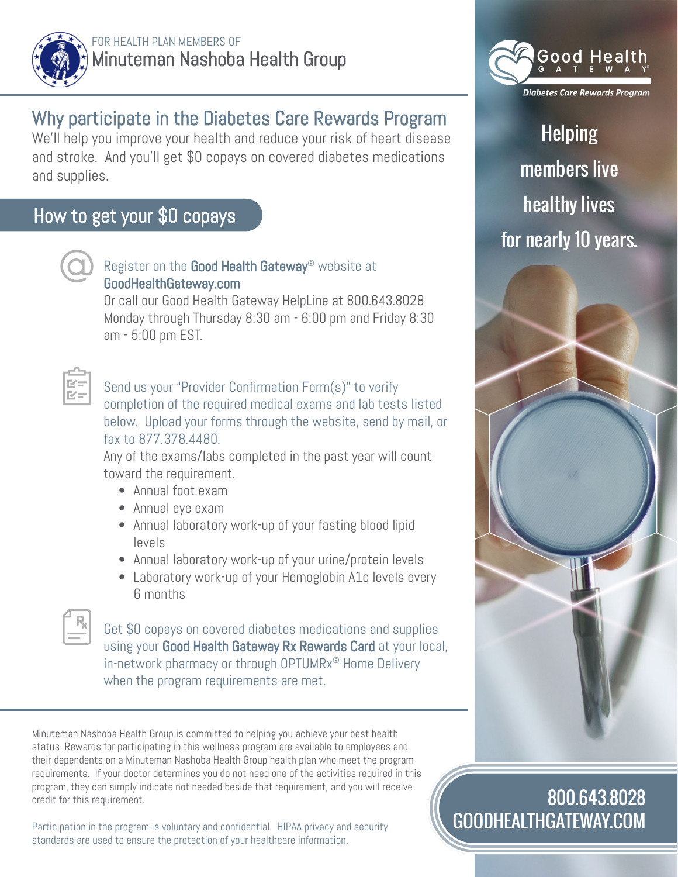FOR HEALTH PLAN MEMBERS OF

# Minuteman Nashoba Health Group

## Why participate in the Diabetes Care Rewards Program

We'll help you improve your health and reduce your risk of heart disease and stroke. And you'll get $0 copays on covered diabetes medications and supplies.

## How to get your $0 copays

Register on the **Good Health Gateway**® website at **GoodHealthGateway.com**
Or call our Good Health Gateway HelpLine at 800.643.8028 Monday through Thursday 8:30 am - 6:00 pm and Friday 8:30 am - 5:00 pm EST.

Send us your "Provider Confirmation Form(s)" to verify completion of the required medical exams and lab tests listed below. Upload your forms through the website, send by mail, or fax to 877.378.4480.
Any of the exams/labs completed in the past year will count toward the requirement.

- Annual foot exam
- Annual eye exam
- Annual laboratory work-up of your fasting blood lipid levels
- Annual laboratory work-up of your urine/protein levels
- Laboratory work-up of your Hemoglobin A1c levels every 6 months

Get $0 copays on covered diabetes medications and supplies using your **Good Health Gateway Rx Rewards Card** at your local, in-network pharmacy or through OPTUMRx® Home Delivery when the program requirements are met.

Minuteman Nashoba Health Group is committed to helping you achieve your best health status. Rewards for participating in this wellness program are available to employees and their dependents on a Minuteman Nashoba Health Group health plan who meet the program requirements. If your doctor determines you do not need one of the activities required in this program, they can simply indicate not needed beside that requirement, and you will receive credit for this requirement.

Participation in the program is voluntary and confidential. HIPAA privacy and security standards are used to ensure the protection of your healthcare information.

Good Health Gateway®

*Diabetes Care Rewards Program*

**Helping members live healthy lives for nearly 10 years.**

800.643.8028
GOODHEALTHGATEWAY.COM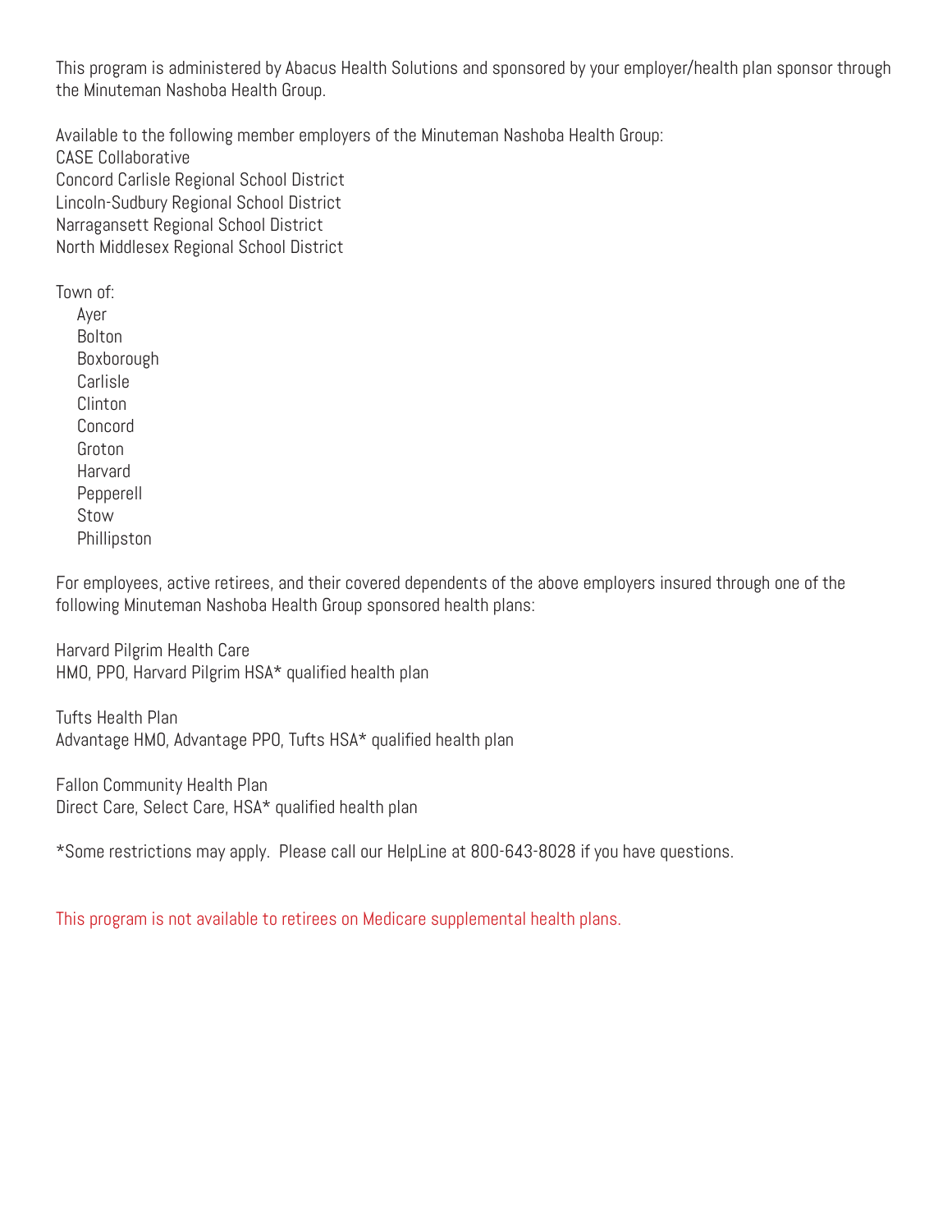This program is administered by Abacus Health Solutions and sponsored by your employer/health plan sponsor through the Minuteman Nashoba Health Group.

Available to the following member employers of the Minuteman Nashoba Health Group:
CASE Collaborative
Concord Carlisle Regional School District
Lincoln-Sudbury Regional School District
Narragansett Regional School District
North Middlesex Regional School District

Town of:

- Ayer
- Bolton
- Boxborough
- Carlisle
- Clinton
- Concord
- Groton
- Harvard
- Pepperell
- Stow
- Phillipston

For employees, active retirees, and their covered dependents of the above employers insured through one of the following Minuteman Nashoba Health Group sponsored health plans:

Harvard Pilgrim Health Care
HMO, PPO, Harvard Pilgrim HSA* qualified health plan

Tufts Health Plan
Advantage HMO, Advantage PPO, Tufts HSA* qualified health plan

Fallon Community Health Plan
Direct Care, Select Care, HSA* qualified health plan

*Some restrictions may apply. Please call our HelpLine at 800-643-8028 if you have questions.

This program is not available to retirees on Medicare supplemental health plans.